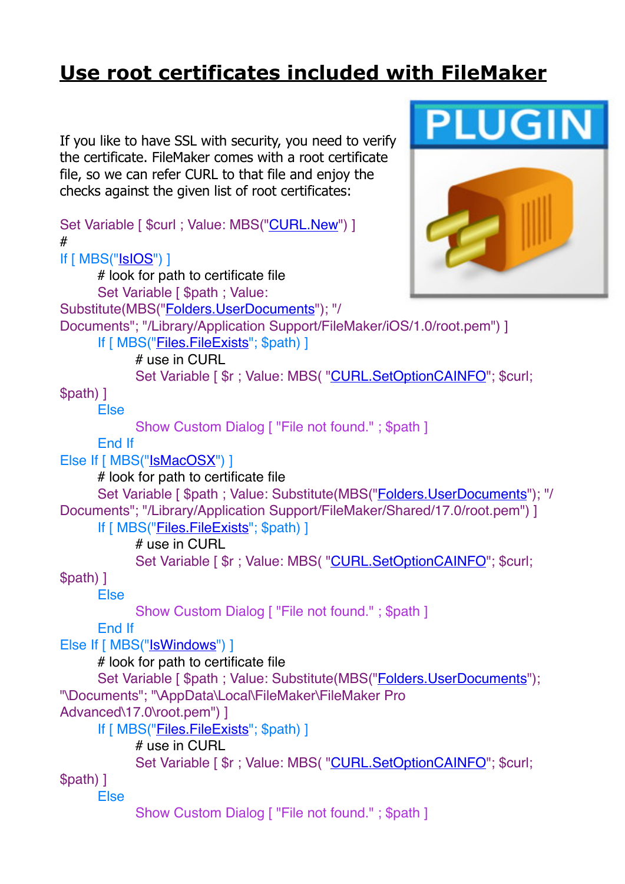# Use root certificates included with FileMaker

If you like to have SSL with security, you need to verify the certificate. FileMaker comes with a root certificate file, so we can refer CURL to that file and enjoy the checks against the given list of root certificates:

```
Set Variable [ $curl ; Value: MBS("CURL.New") ]
#
If [ MBS("IsIOS") ]
	# look for path to certificate file
	Set Variable [ $path ; Value: Substitute(MBS("Folders.UserDocuments"); "/Documents"; "/Library/Application Support/FileMaker/iOS/1.0/root.pem") ]
	If [ MBS("Files.FileExists"; $path) ]
		# use in CURL
		Set Variable [ $r ; Value: MBS( "CURL.SetOptionCAINFO"; $curl; $path) ]
	Else
		Show Custom Dialog [ "File not found." ; $path ]
	End If
Else If [ MBS("IsMacOSX") ]
	# look for path to certificate file
	Set Variable [ $path ; Value: Substitute(MBS("Folders.UserDocuments"); "/Documents"; "/Library/Application Support/FileMaker/Shared/17.0/root.pem") ]
	If [ MBS("Files.FileExists"; $path) ]
		# use in CURL
		Set Variable [ $r ; Value: MBS( "CURL.SetOptionCAINFO"; $curl; $path) ]
	Else
		Show Custom Dialog [ "File not found." ; $path ]
	End If
Else If [ MBS("IsWindows") ]
	# look for path to certificate file
	Set Variable [ $path ; Value: Substitute(MBS("Folders.UserDocuments"); "\Documents"; "\AppData\Local\FileMaker\FileMaker Pro Advanced\17.0\root.pem") ]
	If [ MBS("Files.FileExists"; $path) ]
		# use in CURL
		Set Variable [ $r ; Value: MBS( "CURL.SetOptionCAINFO"; $curl; $path) ]
	Else
		Show Custom Dialog [ "File not found." ; $path ]
```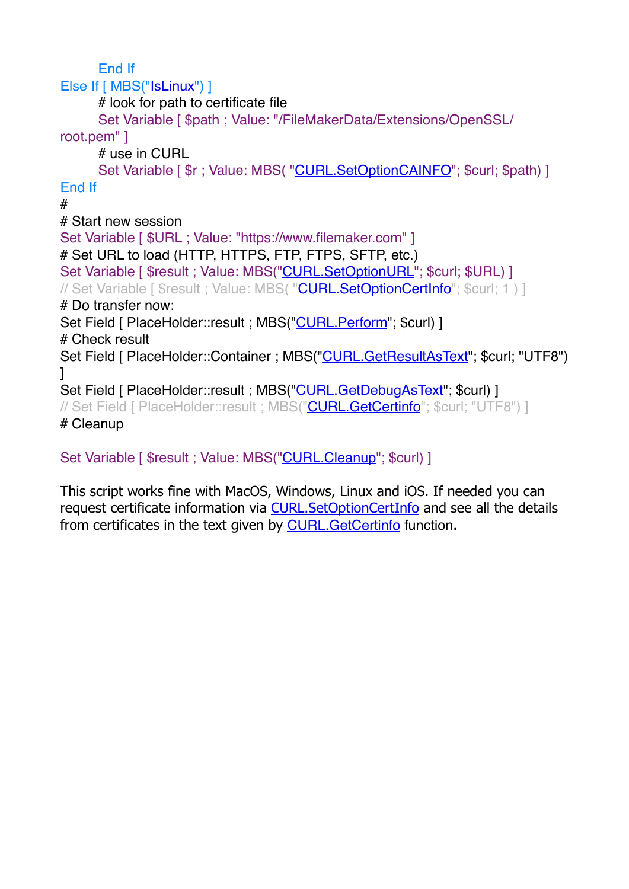```
		End If
	Else If [ MBS("IsLinux") ]
		# look for path to certificate file
		Set Variable [ $path ; Value: "/FileMakerData/Extensions/OpenSSL/root.pem" ]
		# use in CURL
		Set Variable [ $r ; Value: MBS( "CURL.SetOptionCAINFO"; $curl; $path) ]
	End If
	#
	# Start new session
	Set Variable [ $URL ; Value: "https://www.filemaker.com" ]
	# Set URL to load (HTTP, HTTPS, FTP, FTPS, SFTP, etc.)
	Set Variable [ $result ; Value: MBS("CURL.SetOptionURL"; $curl; $URL) ]
	// Set Variable [ $result ; Value: MBS( "CURL.SetOptionCertInfo"; $curl; 1 ) ]
	# Do transfer now:
	Set Field [ PlaceHolder::result ; MBS("CURL.Perform"; $curl) ]
	# Check result
	Set Field [ PlaceHolder::Container ; MBS("CURL.GetResultAsText"; $curl; "UTF8") ]
	Set Field [ PlaceHolder::result ; MBS("CURL.GetDebugAsText"; $curl) ]
	// Set Field [ PlaceHolder::result ; MBS("CURL.GetCertinfo"; $curl; "UTF8") ]
	# Cleanup

	Set Variable [ $result ; Value: MBS("CURL.Cleanup"; $curl) ]
```

This script works fine with MacOS, Windows, Linux and iOS. If needed you can request certificate information via CURL.SetOptionCertInfo and see all the details from certificates in the text given by CURL.GetCertinfo function.